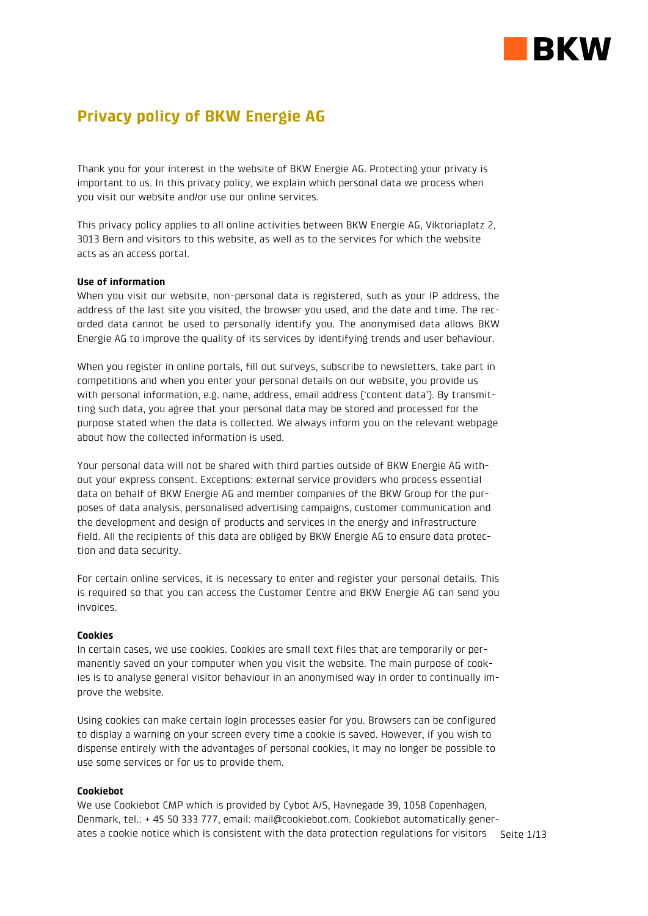# Privacy policy of BKW Energie AG

Thank you for your interest in the website of BKW Energie AG. Protecting your privacy is important to us. In this privacy policy, we explain which personal data we process when you visit our website and/or use our online services.

This privacy policy applies to all online activities between BKW Energie AG, Viktoriaplatz 2, 3013 Bern and visitors to this website, as well as to the services for which the website acts as an access portal.

**Use of information**

When you visit our website, non-personal data is registered, such as your IP address, the address of the last site you visited, the browser you used, and the date and time. The recorded data cannot be used to personally identify you. The anonymised data allows BKW Energie AG to improve the quality of its services by identifying trends and user behaviour.

When you register in online portals, fill out surveys, subscribe to newsletters, take part in competitions and when you enter your personal details on our website, you provide us with personal information, e.g. name, address, email address ('content data'). By transmitting such data, you agree that your personal data may be stored and processed for the purpose stated when the data is collected. We always inform you on the relevant webpage about how the collected information is used.

Your personal data will not be shared with third parties outside of BKW Energie AG without your express consent. Exceptions: external service providers who process essential data on behalf of BKW Energie AG and member companies of the BKW Group for the purposes of data analysis, personalised advertising campaigns, customer communication and the development and design of products and services in the energy and infrastructure field. All the recipients of this data are obliged by BKW Energie AG to ensure data protection and data security.

For certain online services, it is necessary to enter and register your personal details. This is required so that you can access the Customer Centre and BKW Energie AG can send you invoices.

**Cookies**

In certain cases, we use cookies. Cookies are small text files that are temporarily or permanently saved on your computer when you visit the website. The main purpose of cookies is to analyse general visitor behaviour in an anonymised way in order to continually improve the website.

Using cookies can make certain login processes easier for you. Browsers can be configured to display a warning on your screen every time a cookie is saved. However, if you wish to dispense entirely with the advantages of personal cookies, it may no longer be possible to use some services or for us to provide them.

**Cookiebot**

We use Cookiebot CMP which is provided by Cybot A/S, Havnegade 39, 1058 Copenhagen, Denmark, tel.: + 45 50 333 777, email: mail@cookiebot.com. Cookiebot automatically generates a cookie notice which is consistent with the data protection regulations for visitors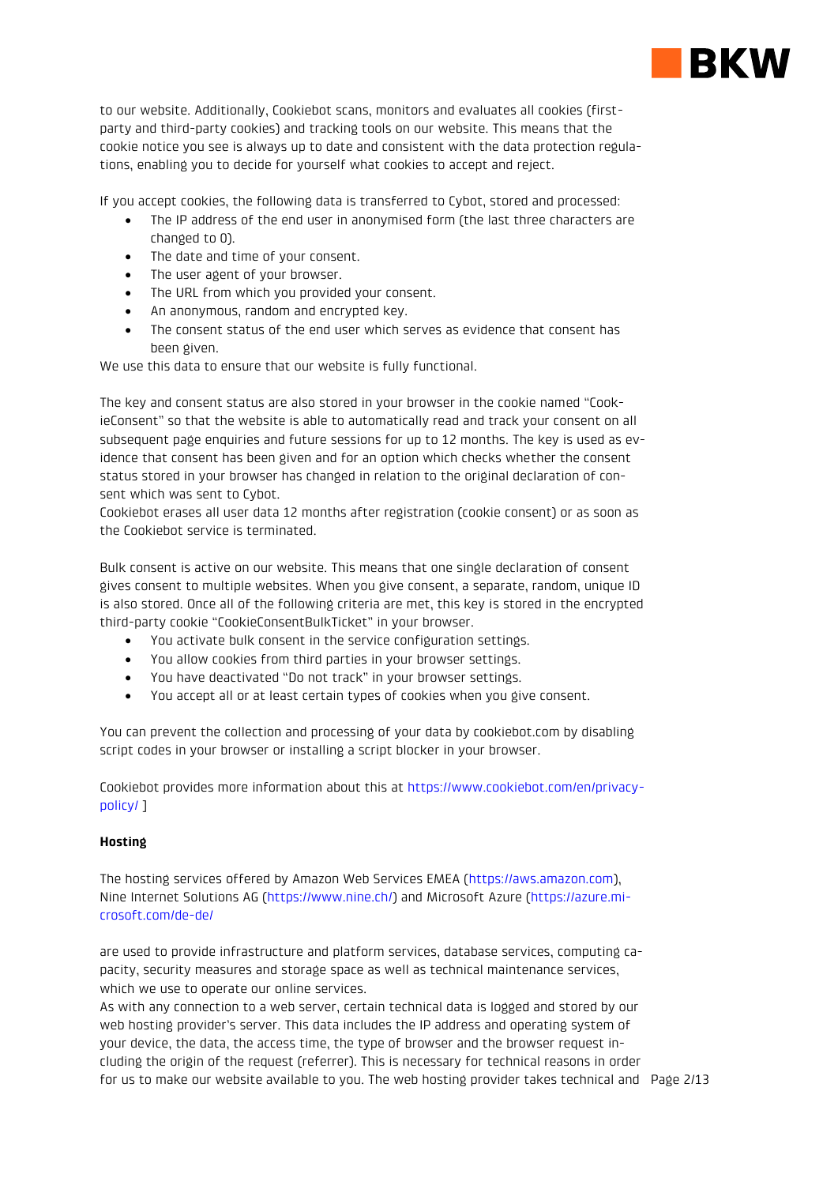to our website. Additionally, Cookiebot scans, monitors and evaluates all cookies (first-party and third-party cookies) and tracking tools on our website. This means that the cookie notice you see is always up to date and consistent with the data protection regulations, enabling you to decide for yourself what cookies to accept and reject.

If you accept cookies, the following data is transferred to Cybot, stored and processed:

- The IP address of the end user in anonymised form (the last three characters are changed to 0).
- The date and time of your consent.
- The user agent of your browser.
- The URL from which you provided your consent.
- An anonymous, random and encrypted key.
- The consent status of the end user which serves as evidence that consent has been given.

We use this data to ensure that our website is fully functional.

The key and consent status are also stored in your browser in the cookie named "CookieConsent" so that the website is able to automatically read and track your consent on all subsequent page enquiries and future sessions for up to 12 months. The key is used as evidence that consent has been given and for an option which checks whether the consent status stored in your browser has changed in relation to the original declaration of consent which was sent to Cybot.
Cookiebot erases all user data 12 months after registration (cookie consent) or as soon as the Cookiebot service is terminated.

Bulk consent is active on our website. This means that one single declaration of consent gives consent to multiple websites. When you give consent, a separate, random, unique ID is also stored. Once all of the following criteria are met, this key is stored in the encrypted third-party cookie "CookieConsentBulkTicket" in your browser.

- You activate bulk consent in the service configuration settings.
- You allow cookies from third parties in your browser settings.
- You have deactivated "Do not track" in your browser settings.
- You accept all or at least certain types of cookies when you give consent.

You can prevent the collection and processing of your data by cookiebot.com by disabling script codes in your browser or installing a script blocker in your browser.

Cookiebot provides more information about this at https://www.cookiebot.com/en/privacy-policy/ ]

**Hosting**

The hosting services offered by Amazon Web Services EMEA (https://aws.amazon.com), Nine Internet Solutions AG (https://www.nine.ch/) and Microsoft Azure (https://azure.microsoft.com/de-de/

are used to provide infrastructure and platform services, database services, computing capacity, security measures and storage space as well as technical maintenance services, which we use to operate our online services.
As with any connection to a web server, certain technical data is logged and stored by our web hosting provider's server. This data includes the IP address and operating system of your device, the data, the access time, the type of browser and the browser request including the origin of the request (referrer). This is necessary for technical reasons in order for us to make our website available to you. The web hosting provider takes technical and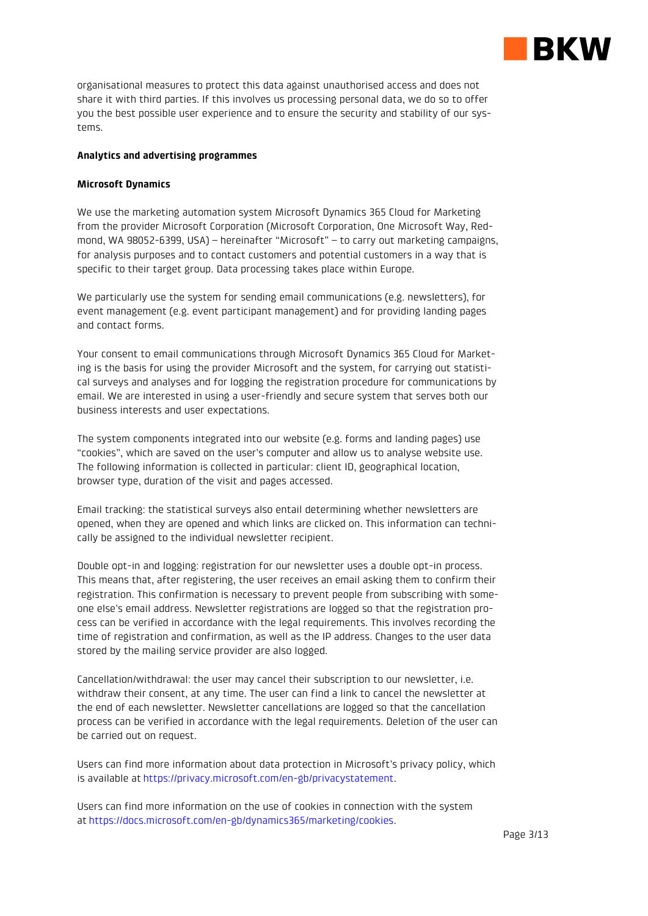organisational measures to protect this data against unauthorised access and does not share it with third parties. If this involves us processing personal data, we do so to offer you the best possible user experience and to ensure the security and stability of our systems.

**Analytics and advertising programmes**

**Microsoft Dynamics**

We use the marketing automation system Microsoft Dynamics 365 Cloud for Marketing from the provider Microsoft Corporation (Microsoft Corporation, One Microsoft Way, Redmond, WA 98052-6399, USA) – hereinafter "Microsoft" – to carry out marketing campaigns, for analysis purposes and to contact customers and potential customers in a way that is specific to their target group. Data processing takes place within Europe.

We particularly use the system for sending email communications (e.g. newsletters), for event management (e.g. event participant management) and for providing landing pages and contact forms.

Your consent to email communications through Microsoft Dynamics 365 Cloud for Marketing is the basis for using the provider Microsoft and the system, for carrying out statistical surveys and analyses and for logging the registration procedure for communications by email. We are interested in using a user-friendly and secure system that serves both our business interests and user expectations.

The system components integrated into our website (e.g. forms and landing pages) use "cookies", which are saved on the user's computer and allow us to analyse website use. The following information is collected in particular: client ID, geographical location, browser type, duration of the visit and pages accessed.

Email tracking: the statistical surveys also entail determining whether newsletters are opened, when they are opened and which links are clicked on. This information can technically be assigned to the individual newsletter recipient.

Double opt-in and logging: registration for our newsletter uses a double opt-in process. This means that, after registering, the user receives an email asking them to confirm their registration. This confirmation is necessary to prevent people from subscribing with someone else's email address. Newsletter registrations are logged so that the registration process can be verified in accordance with the legal requirements. This involves recording the time of registration and confirmation, as well as the IP address. Changes to the user data stored by the mailing service provider are also logged.

Cancellation/withdrawal: the user may cancel their subscription to our newsletter, i.e. withdraw their consent, at any time. The user can find a link to cancel the newsletter at the end of each newsletter. Newsletter cancellations are logged so that the cancellation process can be verified in accordance with the legal requirements. Deletion of the user can be carried out on request.

Users can find more information about data protection in Microsoft's privacy policy, which is available at https://privacy.microsoft.com/en-gb/privacystatement.

Users can find more information on the use of cookies in connection with the system at https://docs.microsoft.com/en-gb/dynamics365/marketing/cookies.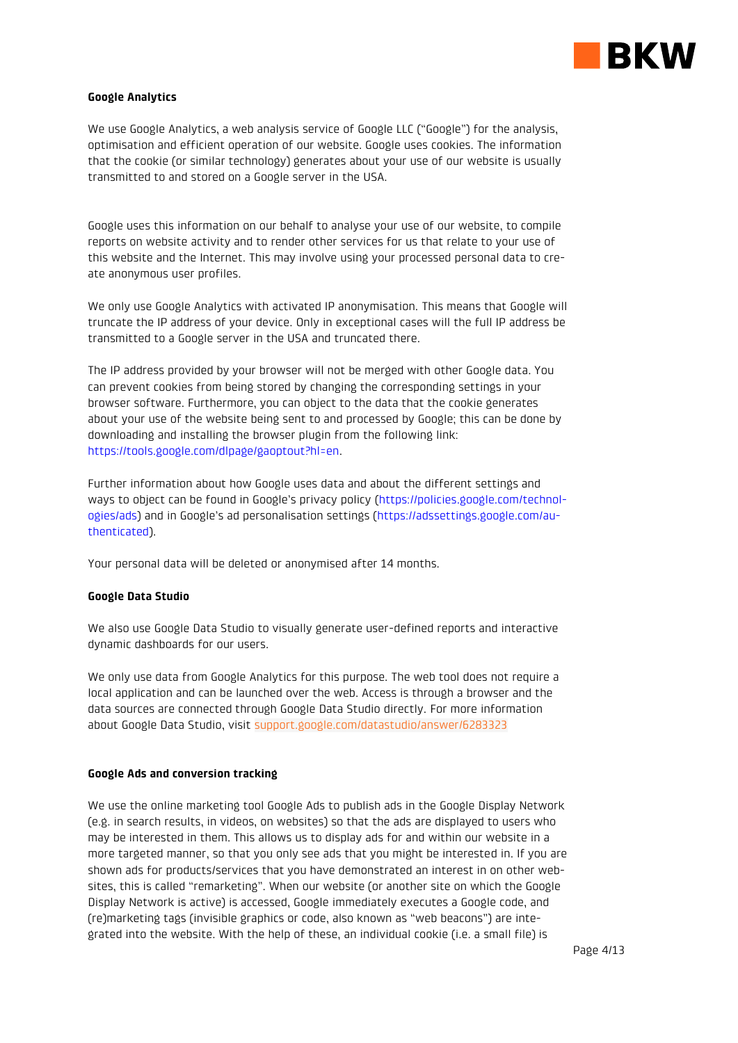### Google Analytics

We use Google Analytics, a web analysis service of Google LLC ("Google") for the analysis, optimisation and efficient operation of our website. Google uses cookies. The information that the cookie (or similar technology) generates about your use of our website is usually transmitted to and stored on a Google server in the USA.

Google uses this information on our behalf to analyse your use of our website, to compile reports on website activity and to render other services for us that relate to your use of this website and the Internet. This may involve using your processed personal data to create anonymous user profiles.

We only use Google Analytics with activated IP anonymisation. This means that Google will truncate the IP address of your device. Only in exceptional cases will the full IP address be transmitted to a Google server in the USA and truncated there.

The IP address provided by your browser will not be merged with other Google data. You can prevent cookies from being stored by changing the corresponding settings in your browser software. Furthermore, you can object to the data that the cookie generates about your use of the website being sent to and processed by Google; this can be done by downloading and installing the browser plugin from the following link: https://tools.google.com/dlpage/gaoptout?hl=en.

Further information about how Google uses data and about the different settings and ways to object can be found in Google's privacy policy (https://policies.google.com/technologies/ads) and in Google's ad personalisation settings (https://adssettings.google.com/authenticated).

Your personal data will be deleted or anonymised after 14 months.

### Google Data Studio

We also use Google Data Studio to visually generate user-defined reports and interactive dynamic dashboards for our users.

We only use data from Google Analytics for this purpose. The web tool does not require a local application and can be launched over the web. Access is through a browser and the data sources are connected through Google Data Studio directly. For more information about Google Data Studio, visit support.google.com/datastudio/answer/6283323

### Google Ads and conversion tracking

We use the online marketing tool Google Ads to publish ads in the Google Display Network (e.g. in search results, in videos, on websites) so that the ads are displayed to users who may be interested in them. This allows us to display ads for and within our website in a more targeted manner, so that you only see ads that you might be interested in. If you are shown ads for products/services that you have demonstrated an interest in on other websites, this is called "remarketing". When our website (or another site on which the Google Display Network is active) is accessed, Google immediately executes a Google code, and (re)marketing tags (invisible graphics or code, also known as "web beacons") are integrated into the website. With the help of these, an individual cookie (i.e. a small file) is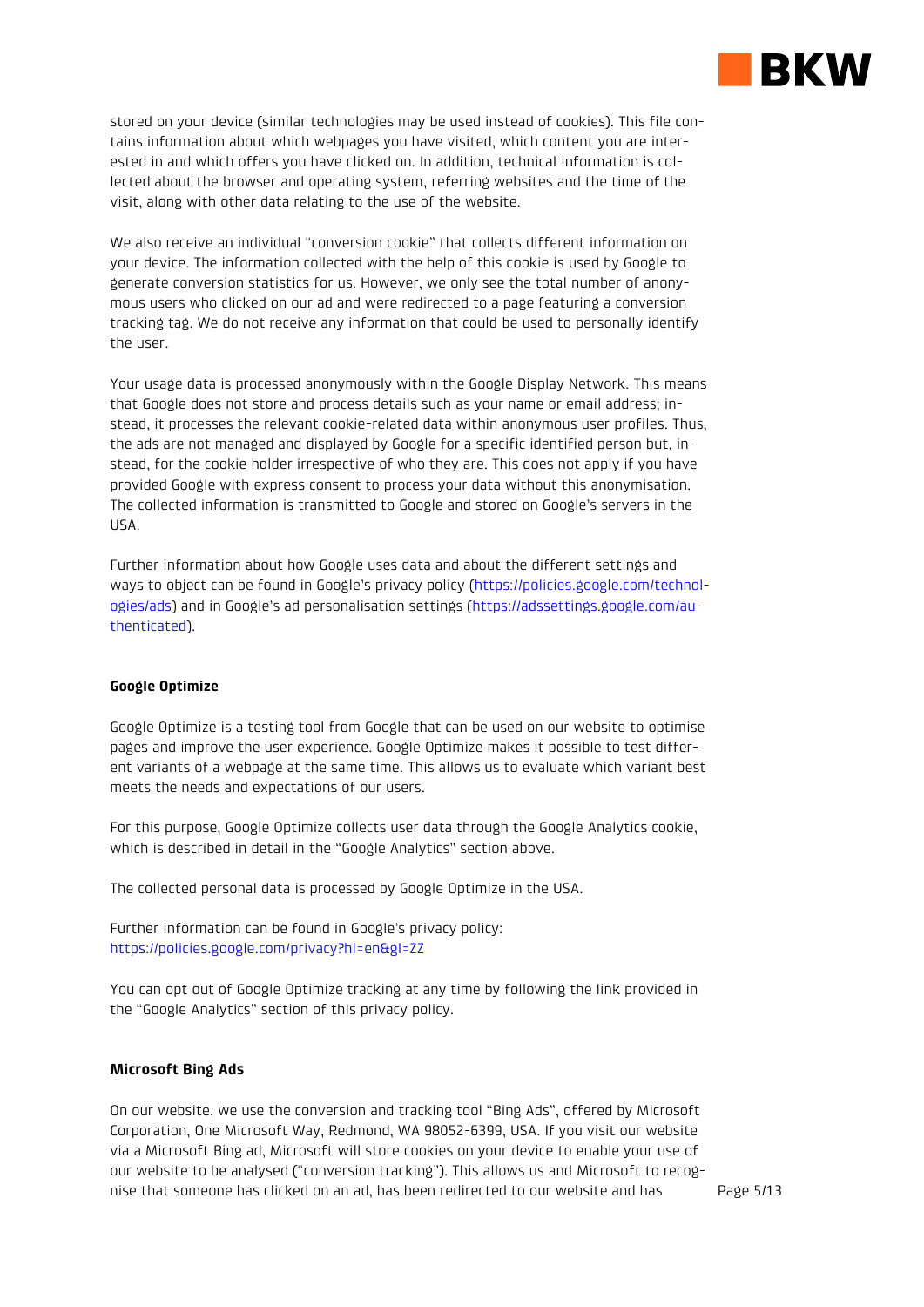stored on your device (similar technologies may be used instead of cookies). This file contains information about which webpages you have visited, which content you are interested in and which offers you have clicked on. In addition, technical information is collected about the browser and operating system, referring websites and the time of the visit, along with other data relating to the use of the website.

We also receive an individual "conversion cookie" that collects different information on your device. The information collected with the help of this cookie is used by Google to generate conversion statistics for us. However, we only see the total number of anonymous users who clicked on our ad and were redirected to a page featuring a conversion tracking tag. We do not receive any information that could be used to personally identify the user.

Your usage data is processed anonymously within the Google Display Network. This means that Google does not store and process details such as your name or email address; instead, it processes the relevant cookie-related data within anonymous user profiles. Thus, the ads are not managed and displayed by Google for a specific identified person but, instead, for the cookie holder irrespective of who they are. This does not apply if you have provided Google with express consent to process your data without this anonymisation. The collected information is transmitted to Google and stored on Google's servers in the USA.

Further information about how Google uses data and about the different settings and ways to object can be found in Google's privacy policy (https://policies.google.com/technologies/ads) and in Google's ad personalisation settings (https://adssettings.google.com/authenticated).

**Google Optimize**

Google Optimize is a testing tool from Google that can be used on our website to optimise pages and improve the user experience. Google Optimize makes it possible to test different variants of a webpage at the same time. This allows us to evaluate which variant best meets the needs and expectations of our users.

For this purpose, Google Optimize collects user data through the Google Analytics cookie, which is described in detail in the "Google Analytics" section above.

The collected personal data is processed by Google Optimize in the USA.

Further information can be found in Google's privacy policy:
https://policies.google.com/privacy?hl=en&gl=ZZ

You can opt out of Google Optimize tracking at any time by following the link provided in the "Google Analytics" section of this privacy policy.

**Microsoft Bing Ads**

On our website, we use the conversion and tracking tool "Bing Ads", offered by Microsoft Corporation, One Microsoft Way, Redmond, WA 98052-6399, USA. If you visit our website via a Microsoft Bing ad, Microsoft will store cookies on your device to enable your use of our website to be analysed ("conversion tracking"). This allows us and Microsoft to recognise that someone has clicked on an ad, has been redirected to our website and has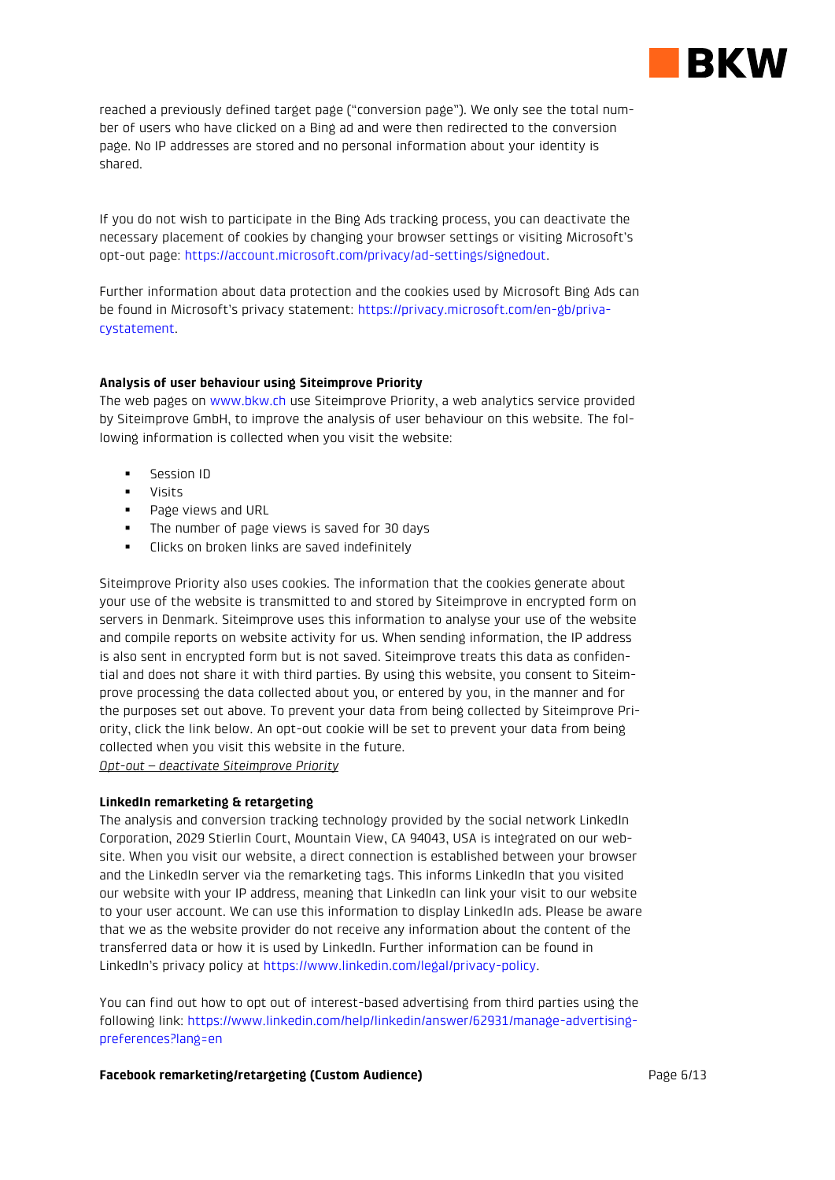reached a previously defined target page ("conversion page"). We only see the total number of users who have clicked on a Bing ad and were then redirected to the conversion page. No IP addresses are stored and no personal information about your identity is shared.

If you do not wish to participate in the Bing Ads tracking process, you can deactivate the necessary placement of cookies by changing your browser settings or visiting Microsoft's opt-out page: https://account.microsoft.com/privacy/ad-settings/signedout.

Further information about data protection and the cookies used by Microsoft Bing Ads can be found in Microsoft's privacy statement: https://privacy.microsoft.com/en-gb/privacystatement.

**Analysis of user behaviour using Siteimprove Priority**

The web pages on www.bkw.ch use Siteimprove Priority, a web analytics service provided by Siteimprove GmbH, to improve the analysis of user behaviour on this website. The following information is collected when you visit the website:

- Session ID
- Visits
- Page views and URL
- The number of page views is saved for 30 days
- Clicks on broken links are saved indefinitely

Siteimprove Priority also uses cookies. The information that the cookies generate about your use of the website is transmitted to and stored by Siteimprove in encrypted form on servers in Denmark. Siteimprove uses this information to analyse your use of the website and compile reports on website activity for us. When sending information, the IP address is also sent in encrypted form but is not saved. Siteimprove treats this data as confidential and does not share it with third parties. By using this website, you consent to Siteimprove processing the data collected about you, or entered by you, in the manner and for the purposes set out above. To prevent your data from being collected by Siteimprove Priority, click the link below. An opt-out cookie will be set to prevent your data from being collected when you visit this website in the future.

*Opt-out – deactivate Siteimprove Priority*

**LinkedIn remarketing & retargeting**

The analysis and conversion tracking technology provided by the social network LinkedIn Corporation, 2029 Stierlin Court, Mountain View, CA 94043, USA is integrated on our website. When you visit our website, a direct connection is established between your browser and the LinkedIn server via the remarketing tags. This informs LinkedIn that you visited our website with your IP address, meaning that LinkedIn can link your visit to our website to your user account. We can use this information to display LinkedIn ads. Please be aware that we as the website provider do not receive any information about the content of the transferred data or how it is used by LinkedIn. Further information can be found in LinkedIn's privacy policy at https://www.linkedin.com/legal/privacy-policy.

You can find out how to opt out of interest-based advertising from third parties using the following link: https://www.linkedin.com/help/linkedin/answer/62931/manage-advertising-preferences?lang=en

**Facebook remarketing/retargeting (Custom Audience)**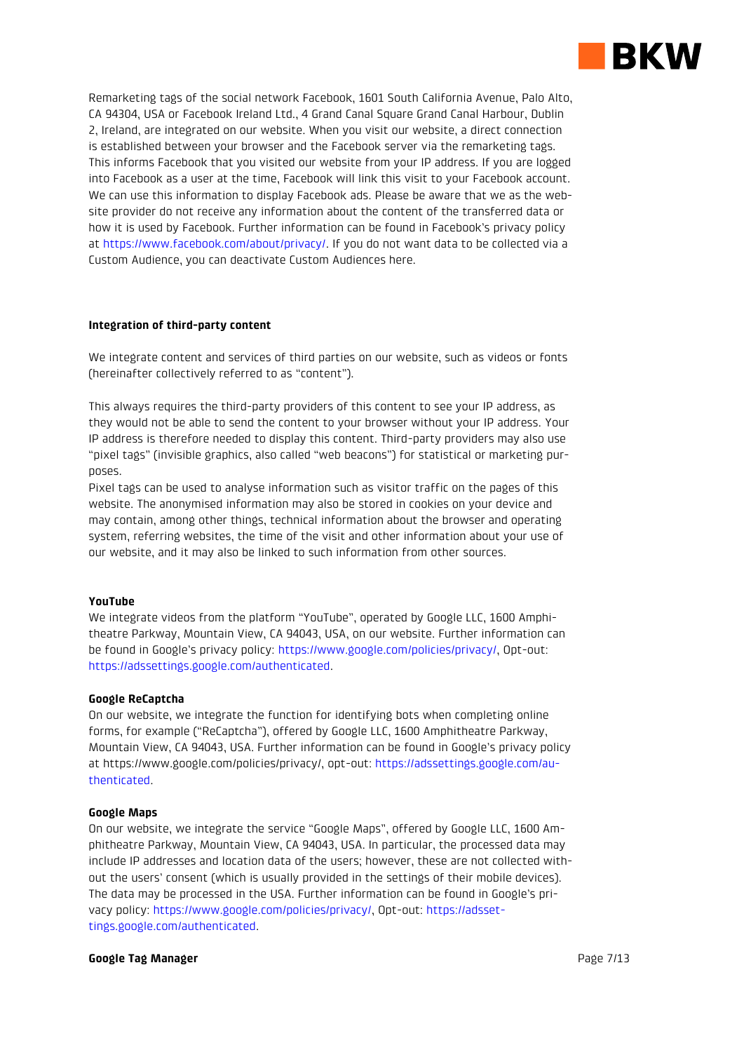Remarketing tags of the social network Facebook, 1601 South California Avenue, Palo Alto, CA 94304, USA or Facebook Ireland Ltd., 4 Grand Canal Square Grand Canal Harbour, Dublin 2, Ireland, are integrated on our website. When you visit our website, a direct connection is established between your browser and the Facebook server via the remarketing tags. This informs Facebook that you visited our website from your IP address. If you are logged into Facebook as a user at the time, Facebook will link this visit to your Facebook account. We can use this information to display Facebook ads. Please be aware that we as the website provider do not receive any information about the content of the transferred data or how it is used by Facebook. Further information can be found in Facebook's privacy policy at https://www.facebook.com/about/privacy/. If you do not want data to be collected via a Custom Audience, you can deactivate Custom Audiences here.

**Integration of third-party content**

We integrate content and services of third parties on our website, such as videos or fonts (hereinafter collectively referred to as "content").

This always requires the third-party providers of this content to see your IP address, as they would not be able to send the content to your browser without your IP address. Your IP address is therefore needed to display this content. Third-party providers may also use "pixel tags" (invisible graphics, also called "web beacons") for statistical or marketing purposes.
Pixel tags can be used to analyse information such as visitor traffic on the pages of this website. The anonymised information may also be stored in cookies on your device and may contain, among other things, technical information about the browser and operating system, referring websites, the time of the visit and other information about your use of our website, and it may also be linked to such information from other sources.

**YouTube**
We integrate videos from the platform "YouTube", operated by Google LLC, 1600 Amphitheatre Parkway, Mountain View, CA 94043, USA, on our website. Further information can be found in Google's privacy policy: https://www.google.com/policies/privacy/, Opt-out: https://adssettings.google.com/authenticated.

**Google ReCaptcha**
On our website, we integrate the function for identifying bots when completing online forms, for example ("ReCaptcha"), offered by Google LLC, 1600 Amphitheatre Parkway, Mountain View, CA 94043, USA. Further information can be found in Google's privacy policy at https://www.google.com/policies/privacy/, opt-out: https://adssettings.google.com/authenticated.

**Google Maps**
On our website, we integrate the service "Google Maps", offered by Google LLC, 1600 Amphitheatre Parkway, Mountain View, CA 94043, USA. In particular, the processed data may include IP addresses and location data of the users; however, these are not collected without the users' consent (which is usually provided in the settings of their mobile devices). The data may be processed in the USA. Further information can be found in Google's privacy policy: https://www.google.com/policies/privacy/, Opt-out: https://adssettings.google.com/authenticated.

**Google Tag Manager**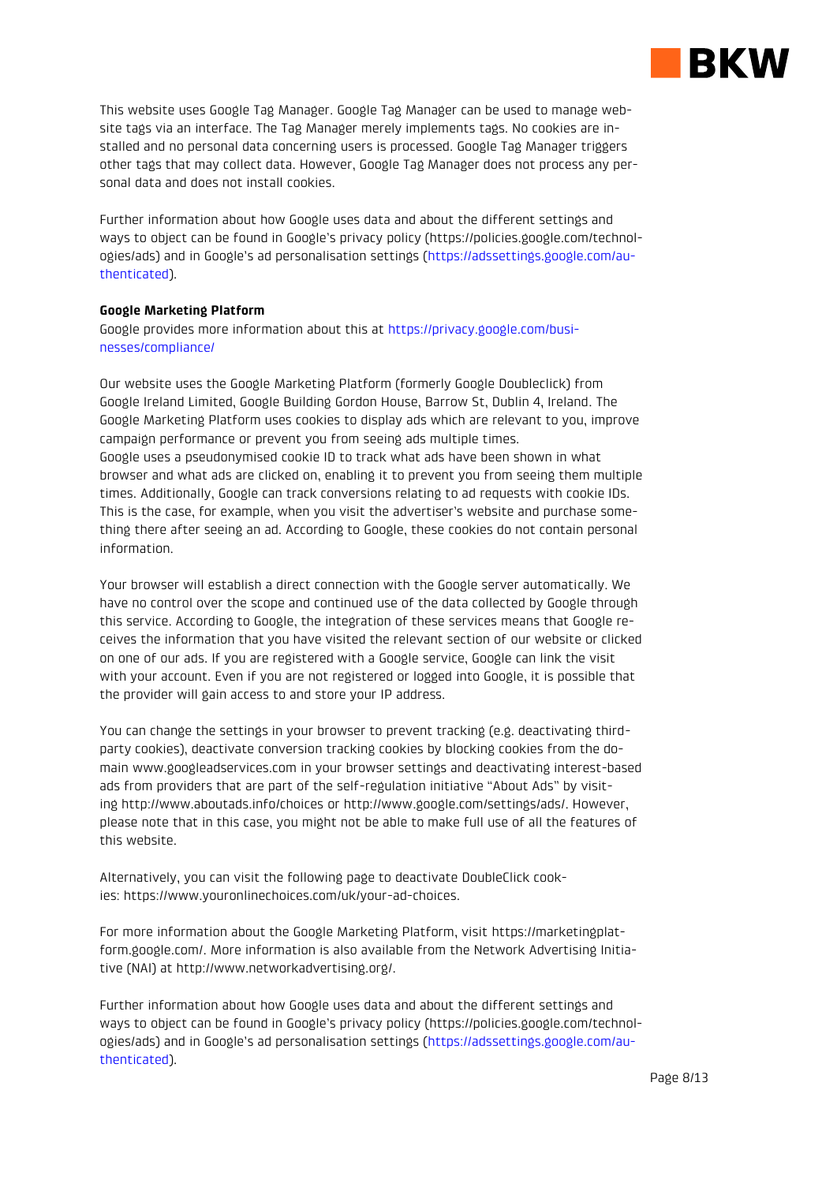This website uses Google Tag Manager. Google Tag Manager can be used to manage website tags via an interface. The Tag Manager merely implements tags. No cookies are installed and no personal data concerning users is processed. Google Tag Manager triggers other tags that may collect data. However, Google Tag Manager does not process any personal data and does not install cookies.

Further information about how Google uses data and about the different settings and ways to object can be found in Google's privacy policy (https://policies.google.com/technologies/ads) and in Google's ad personalisation settings (https://adssettings.google.com/authenticated).

**Google Marketing Platform**

Google provides more information about this at https://privacy.google.com/businesses/compliance/

Our website uses the Google Marketing Platform (formerly Google Doubleclick) from Google Ireland Limited, Google Building Gordon House, Barrow St, Dublin 4, Ireland. The Google Marketing Platform uses cookies to display ads which are relevant to you, improve campaign performance or prevent you from seeing ads multiple times.
Google uses a pseudonymised cookie ID to track what ads have been shown in what browser and what ads are clicked on, enabling it to prevent you from seeing them multiple times. Additionally, Google can track conversions relating to ad requests with cookie IDs. This is the case, for example, when you visit the advertiser's website and purchase something there after seeing an ad. According to Google, these cookies do not contain personal information.

Your browser will establish a direct connection with the Google server automatically. We have no control over the scope and continued use of the data collected by Google through this service. According to Google, the integration of these services means that Google receives the information that you have visited the relevant section of our website or clicked on one of our ads. If you are registered with a Google service, Google can link the visit with your account. Even if you are not registered or logged into Google, it is possible that the provider will gain access to and store your IP address.

You can change the settings in your browser to prevent tracking (e.g. deactivating third-party cookies), deactivate conversion tracking cookies by blocking cookies from the domain www.googleadservices.com in your browser settings and deactivating interest-based ads from providers that are part of the self-regulation initiative "About Ads" by visiting http://www.aboutads.info/choices or http://www.google.com/settings/ads/. However, please note that in this case, you might not be able to make full use of all the features of this website.

Alternatively, you can visit the following page to deactivate DoubleClick cookies: https://www.youronlinechoices.com/uk/your-ad-choices.

For more information about the Google Marketing Platform, visit https://marketingplatform.google.com/. More information is also available from the Network Advertising Initiative (NAI) at http://www.networkadvertising.org/.

Further information about how Google uses data and about the different settings and ways to object can be found in Google's privacy policy (https://policies.google.com/technologies/ads) and in Google's ad personalisation settings (https://adssettings.google.com/authenticated).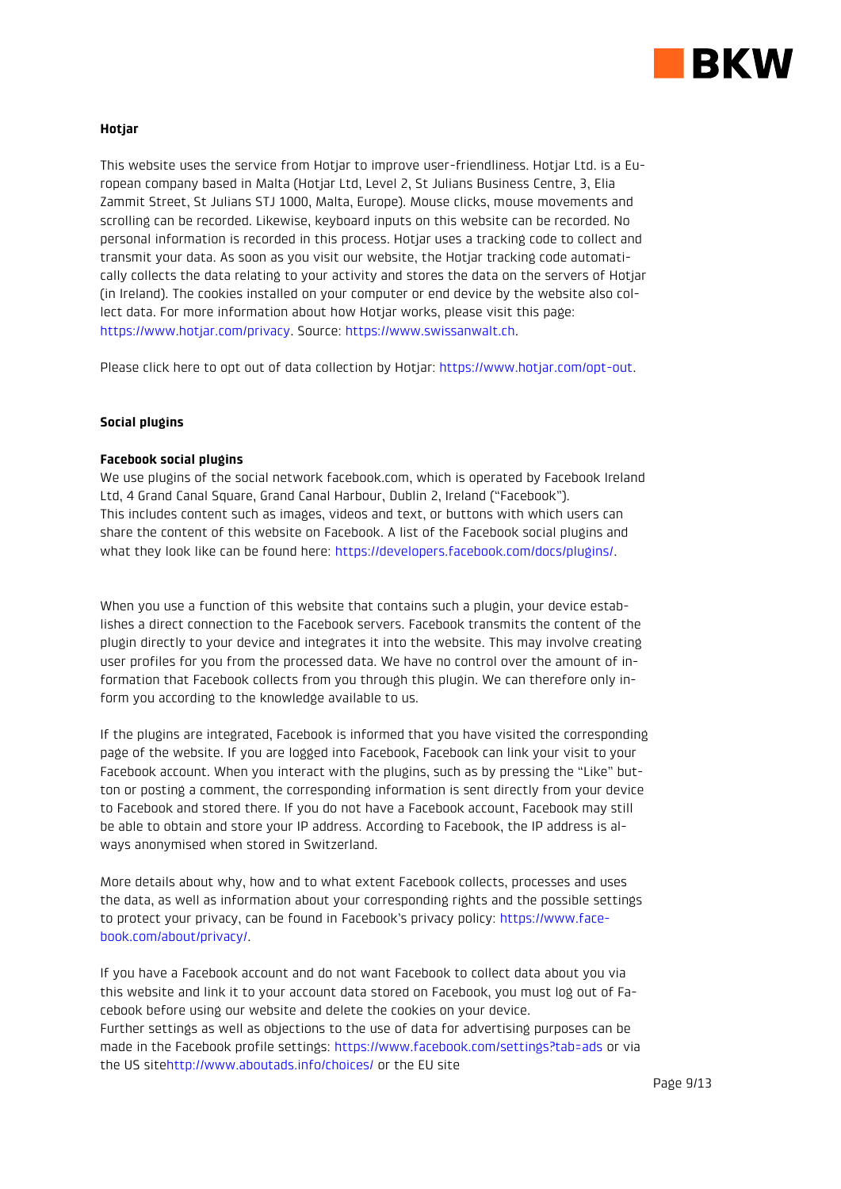#### Hotjar

This website uses the service from Hotjar to improve user-friendliness. Hotjar Ltd. is a European company based in Malta (Hotjar Ltd, Level 2, St Julians Business Centre, 3, Elia Zammit Street, St Julians STJ 1000, Malta, Europe). Mouse clicks, mouse movements and scrolling can be recorded. Likewise, keyboard inputs on this website can be recorded. No personal information is recorded in this process. Hotjar uses a tracking code to collect and transmit your data. As soon as you visit our website, the Hotjar tracking code automatically collects the data relating to your activity and stores the data on the servers of Hotjar (in Ireland). The cookies installed on your computer or end device by the website also collect data. For more information about how Hotjar works, please visit this page: https://www.hotjar.com/privacy. Source: https://www.swissanwalt.ch.

Please click here to opt out of data collection by Hotjar: https://www.hotjar.com/opt-out.

#### Social plugins

#### Facebook social plugins

We use plugins of the social network facebook.com, which is operated by Facebook Ireland Ltd, 4 Grand Canal Square, Grand Canal Harbour, Dublin 2, Ireland ("Facebook"). This includes content such as images, videos and text, or buttons with which users can share the content of this website on Facebook. A list of the Facebook social plugins and what they look like can be found here: https://developers.facebook.com/docs/plugins/.

When you use a function of this website that contains such a plugin, your device establishes a direct connection to the Facebook servers. Facebook transmits the content of the plugin directly to your device and integrates it into the website. This may involve creating user profiles for you from the processed data. We have no control over the amount of information that Facebook collects from you through this plugin. We can therefore only inform you according to the knowledge available to us.

If the plugins are integrated, Facebook is informed that you have visited the corresponding page of the website. If you are logged into Facebook, Facebook can link your visit to your Facebook account. When you interact with the plugins, such as by pressing the "Like" button or posting a comment, the corresponding information is sent directly from your device to Facebook and stored there. If you do not have a Facebook account, Facebook may still be able to obtain and store your IP address. According to Facebook, the IP address is always anonymised when stored in Switzerland.

More details about why, how and to what extent Facebook collects, processes and uses the data, as well as information about your corresponding rights and the possible settings to protect your privacy, can be found in Facebook's privacy policy: https://www.facebook.com/about/privacy/.

If you have a Facebook account and do not want Facebook to collect data about you via this website and link it to your account data stored on Facebook, you must log out of Facebook before using our website and delete the cookies on your device.
Further settings as well as objections to the use of data for advertising purposes can be made in the Facebook profile settings: https://www.facebook.com/settings?tab=ads or via the US sitehttp://www.aboutads.info/choices/ or the EU site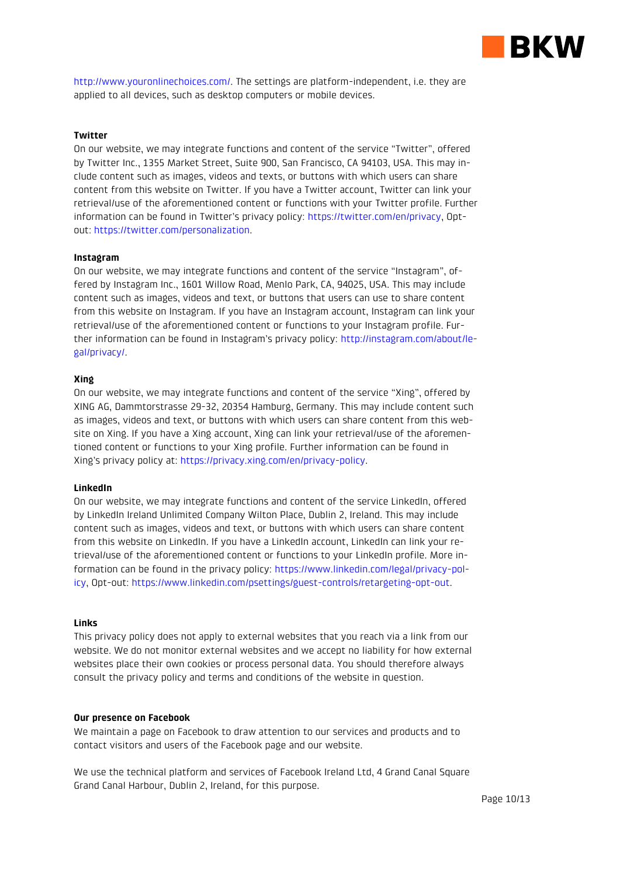http://www.youronlinechoices.com/. The settings are platform-independent, i.e. they are applied to all devices, such as desktop computers or mobile devices.

**Twitter**

On our website, we may integrate functions and content of the service "Twitter", offered by Twitter Inc., 1355 Market Street, Suite 900, San Francisco, CA 94103, USA. This may include content such as images, videos and texts, or buttons with which users can share content from this website on Twitter. If you have a Twitter account, Twitter can link your retrieval/use of the aforementioned content or functions with your Twitter profile. Further information can be found in Twitter's privacy policy: https://twitter.com/en/privacy, Opt-out: https://twitter.com/personalization.

**Instagram**

On our website, we may integrate functions and content of the service "Instagram", offered by Instagram Inc., 1601 Willow Road, Menlo Park, CA, 94025, USA. This may include content such as images, videos and text, or buttons that users can use to share content from this website on Instagram. If you have an Instagram account, Instagram can link your retrieval/use of the aforementioned content or functions to your Instagram profile. Further information can be found in Instagram's privacy policy: http://instagram.com/about/legal/privacy/.

**Xing**

On our website, we may integrate functions and content of the service "Xing", offered by XING AG, Dammtorstrasse 29-32, 20354 Hamburg, Germany. This may include content such as images, videos and text, or buttons with which users can share content from this website on Xing. If you have a Xing account, Xing can link your retrieval/use of the aforementioned content or functions to your Xing profile. Further information can be found in Xing's privacy policy at: https://privacy.xing.com/en/privacy-policy.

**LinkedIn**

On our website, we may integrate functions and content of the service LinkedIn, offered by LinkedIn Ireland Unlimited Company Wilton Place, Dublin 2, Ireland. This may include content such as images, videos and text, or buttons with which users can share content from this website on LinkedIn. If you have a LinkedIn account, LinkedIn can link your retrieval/use of the aforementioned content or functions to your LinkedIn profile. More information can be found in the privacy policy: https://www.linkedin.com/legal/privacy-policy, Opt-out: https://www.linkedin.com/psettings/guest-controls/retargeting-opt-out.

**Links**

This privacy policy does not apply to external websites that you reach via a link from our website. We do not monitor external websites and we accept no liability for how external websites place their own cookies or process personal data. You should therefore always consult the privacy policy and terms and conditions of the website in question.

**Our presence on Facebook**

We maintain a page on Facebook to draw attention to our services and products and to contact visitors and users of the Facebook page and our website.

We use the technical platform and services of Facebook Ireland Ltd, 4 Grand Canal Square Grand Canal Harbour, Dublin 2, Ireland, for this purpose.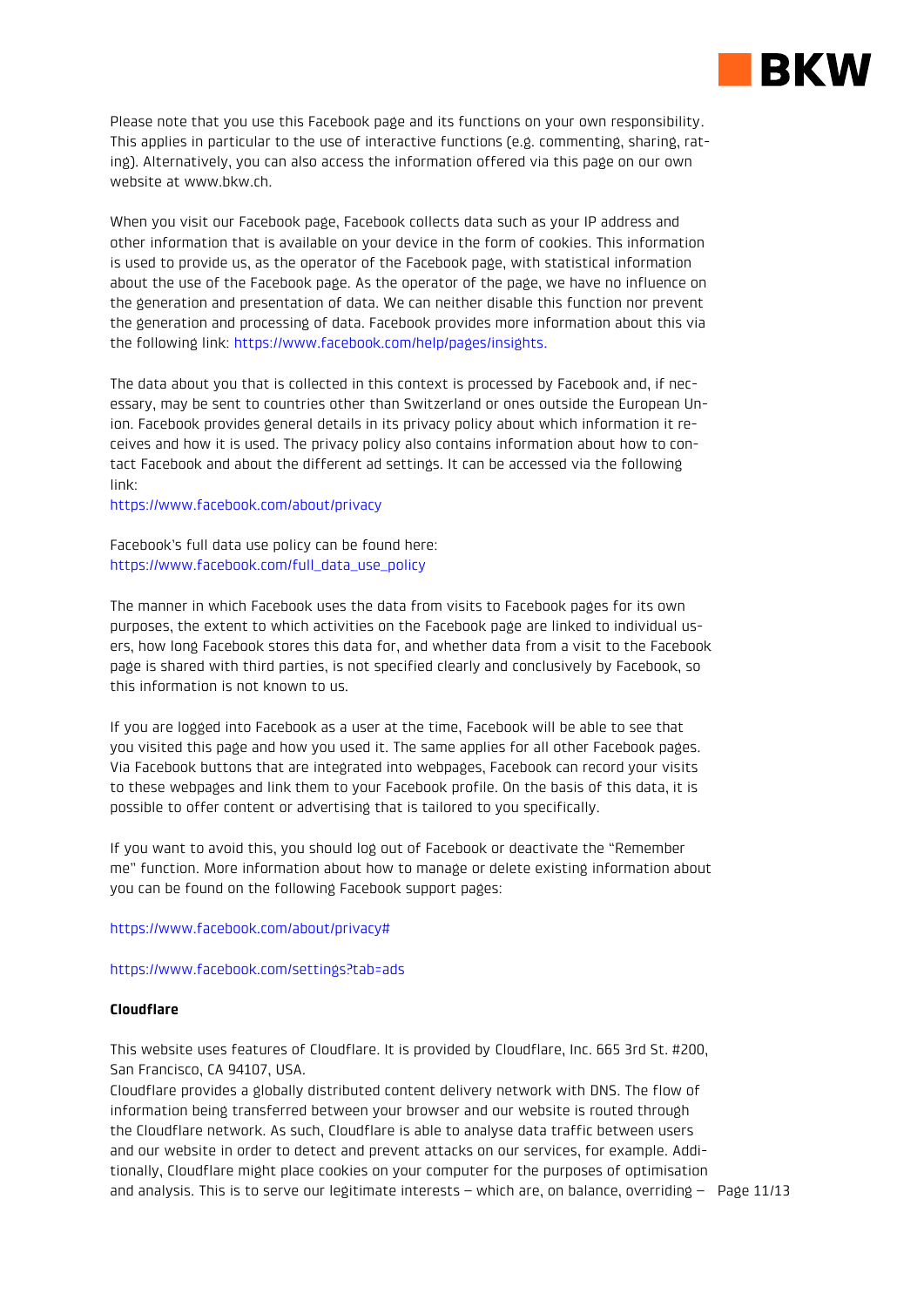Please note that you use this Facebook page and its functions on your own responsibility. This applies in particular to the use of interactive functions (e.g. commenting, sharing, rating). Alternatively, you can also access the information offered via this page on our own website at www.bkw.ch.

When you visit our Facebook page, Facebook collects data such as your IP address and other information that is available on your device in the form of cookies. This information is used to provide us, as the operator of the Facebook page, with statistical information about the use of the Facebook page. As the operator of the page, we have no influence on the generation and presentation of data. We can neither disable this function nor prevent the generation and processing of data. Facebook provides more information about this via the following link: https://www.facebook.com/help/pages/insights.

The data about you that is collected in this context is processed by Facebook and, if necessary, may be sent to countries other than Switzerland or ones outside the European Union. Facebook provides general details in its privacy policy about which information it receives and how it is used. The privacy policy also contains information about how to contact Facebook and about the different ad settings. It can be accessed via the following link:
https://www.facebook.com/about/privacy

Facebook's full data use policy can be found here:
https://www.facebook.com/full_data_use_policy

The manner in which Facebook uses the data from visits to Facebook pages for its own purposes, the extent to which activities on the Facebook page are linked to individual users, how long Facebook stores this data for, and whether data from a visit to the Facebook page is shared with third parties, is not specified clearly and conclusively by Facebook, so this information is not known to us.

If you are logged into Facebook as a user at the time, Facebook will be able to see that you visited this page and how you used it. The same applies for all other Facebook pages. Via Facebook buttons that are integrated into webpages, Facebook can record your visits to these webpages and link them to your Facebook profile. On the basis of this data, it is possible to offer content or advertising that is tailored to you specifically.

If you want to avoid this, you should log out of Facebook or deactivate the "Remember me" function. More information about how to manage or delete existing information about you can be found on the following Facebook support pages:

https://www.facebook.com/about/privacy#

https://www.facebook.com/settings?tab=ads

**Cloudflare**

This website uses features of Cloudflare. It is provided by Cloudflare, Inc. 665 3rd St. #200, San Francisco, CA 94107, USA.
Cloudflare provides a globally distributed content delivery network with DNS. The flow of information being transferred between your browser and our website is routed through the Cloudflare network. As such, Cloudflare is able to analyse data traffic between users and our website in order to detect and prevent attacks on our services, for example. Additionally, Cloudflare might place cookies on your computer for the purposes of optimisation and analysis. This is to serve our legitimate interests – which are, on balance, overriding –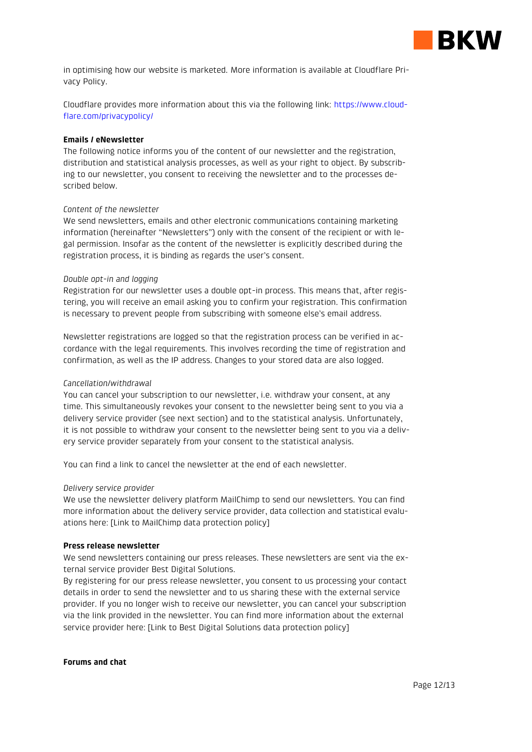in optimising how our website is marketed. More information is available at Cloudflare Privacy Policy.

Cloudflare provides more information about this via the following link: https://www.cloudflare.com/privacypolicy/

**Emails / eNewsletter**

The following notice informs you of the content of our newsletter and the registration, distribution and statistical analysis processes, as well as your right to object. By subscribing to our newsletter, you consent to receiving the newsletter and to the processes described below.

*Content of the newsletter*

We send newsletters, emails and other electronic communications containing marketing information (hereinafter "Newsletters") only with the consent of the recipient or with legal permission. Insofar as the content of the newsletter is explicitly described during the registration process, it is binding as regards the user's consent.

*Double opt-in and logging*

Registration for our newsletter uses a double opt-in process. This means that, after registering, you will receive an email asking you to confirm your registration. This confirmation is necessary to prevent people from subscribing with someone else's email address.

Newsletter registrations are logged so that the registration process can be verified in accordance with the legal requirements. This involves recording the time of registration and confirmation, as well as the IP address. Changes to your stored data are also logged.

*Cancellation/withdrawal*

You can cancel your subscription to our newsletter, i.e. withdraw your consent, at any time. This simultaneously revokes your consent to the newsletter being sent to you via a delivery service provider (see next section) and to the statistical analysis. Unfortunately, it is not possible to withdraw your consent to the newsletter being sent to you via a delivery service provider separately from your consent to the statistical analysis.

You can find a link to cancel the newsletter at the end of each newsletter.

*Delivery service provider*

We use the newsletter delivery platform MailChimp to send our newsletters. You can find more information about the delivery service provider, data collection and statistical evaluations here: [Link to MailChimp data protection policy]

**Press release newsletter**

We send newsletters containing our press releases. These newsletters are sent via the external service provider Best Digital Solutions.

By registering for our press release newsletter, you consent to us processing your contact details in order to send the newsletter and to us sharing these with the external service provider. If you no longer wish to receive our newsletter, you can cancel your subscription via the link provided in the newsletter. You can find more information about the external service provider here: [Link to Best Digital Solutions data protection policy]

**Forums and chat**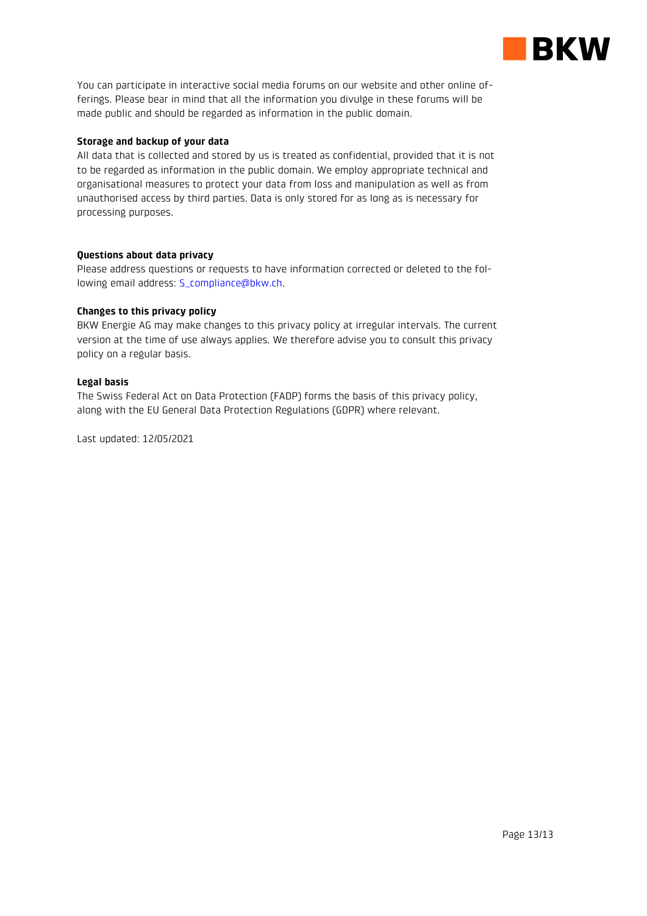You can participate in interactive social media forums on our website and other online offerings. Please bear in mind that all the information you divulge in these forums will be made public and should be regarded as information in the public domain.

**Storage and backup of your data**

All data that is collected and stored by us is treated as confidential, provided that it is not to be regarded as information in the public domain. We employ appropriate technical and organisational measures to protect your data from loss and manipulation as well as from unauthorised access by third parties. Data is only stored for as long as is necessary for processing purposes.

**Questions about data privacy**

Please address questions or requests to have information corrected or deleted to the following email address: S_compliance@bkw.ch.

**Changes to this privacy policy**

BKW Energie AG may make changes to this privacy policy at irregular intervals. The current version at the time of use always applies. We therefore advise you to consult this privacy policy on a regular basis.

**Legal basis**

The Swiss Federal Act on Data Protection (FADP) forms the basis of this privacy policy, along with the EU General Data Protection Regulations (GDPR) where relevant.

Last updated: 12/05/2021